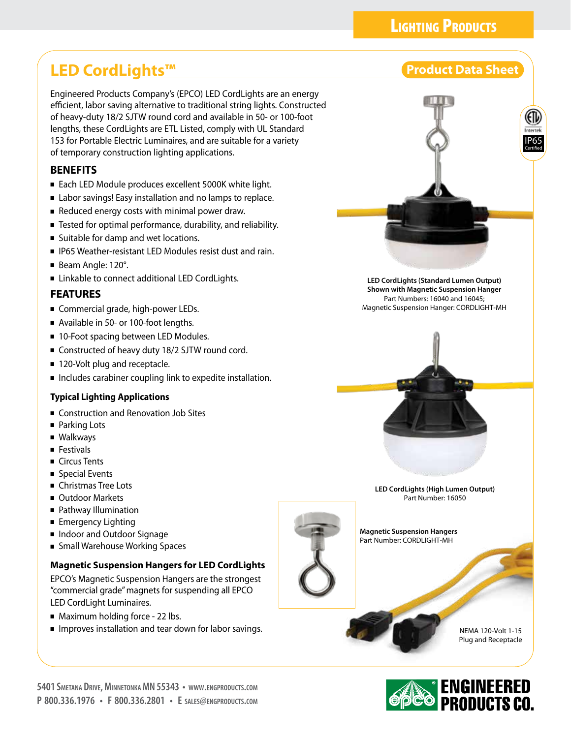# LED CordLights™

**Product Data Sheet**

Engineered Products Company's (EPCO) LED CordLights are an energy efficient, labor saving alternative to traditional string lights. Constructed of heavy-duty 18/2 SJTW round cord and available in 50- or 100-foot lengths, these CordLights are ETL Listed, comply with UL Standard 153 for Portable Electric Luminaires, and are suitable for a variety of temporary construction lighting applications.

## BENEFITS

- Each LED Module produces excellent 5000K white light.
- Labor savings! Easy installation and no lamps to replace.
- Reduced energy costs with minimal power draw.
- Tested for optimal performance, durability, and reliability.
- Suitable for damp and wet locations.
- IP65 Weather-resistant LED Modules resist dust and rain.
- Beam Angle: 120°.
- Linkable to connect additional LED CordLights.

## FEATURES

- Commercial grade, high-power LEDs.
- Available in 50- or 100-foot lengths.
- 10-Foot spacing between LED Modules.
- Constructed of heavy duty 18/2 SJTW round cord.
- 120-Volt plug and receptacle.
- Includes carabiner coupling link to expedite installation.

### Typical Lighting Applications

- Construction and Renovation Job Sites
- Parking Lots
- Walkways
- Festivals
- Circus Tents
- Special Events
- Christmas Tree Lots
- Outdoor Markets
- Pathway Illumination
- Emergency Lighting
- Indoor and Outdoor Signage
- Small Warehouse Working Spaces

### Magnetic Suspension Hangers for LED CordLights

EPCO's Magnetic Suspension Hangers are the strongest "commercial grade" magnets for suspending all EPCO LED CordLight Luminaires.

- Maximum holding force - 22 lbs.
- Improves installation and tear down for labor savings.

Intertek IP65 Certified

**LED CordLights (Standard Lumen Output)**
**Shown with Magnetic Suspension Hanger**
Part Numbers: 16040 and 16045;
Magnetic Suspension Hanger: CORDLIGHT-MH

**LED CordLights (High Lumen Output)**
Part Number: 16050

**Magnetic Suspension Hangers**
Part Number: CORDLIGHT-MH

NEMA 120-Volt 1-15
Plug and Receptacle

5401 Smetana Drive, Minnetonka MN 55343 • www.engproducts.com
P 800.336.1976 • F 800.336.2801 • E sales@engproducts.com

Engineered Products Co.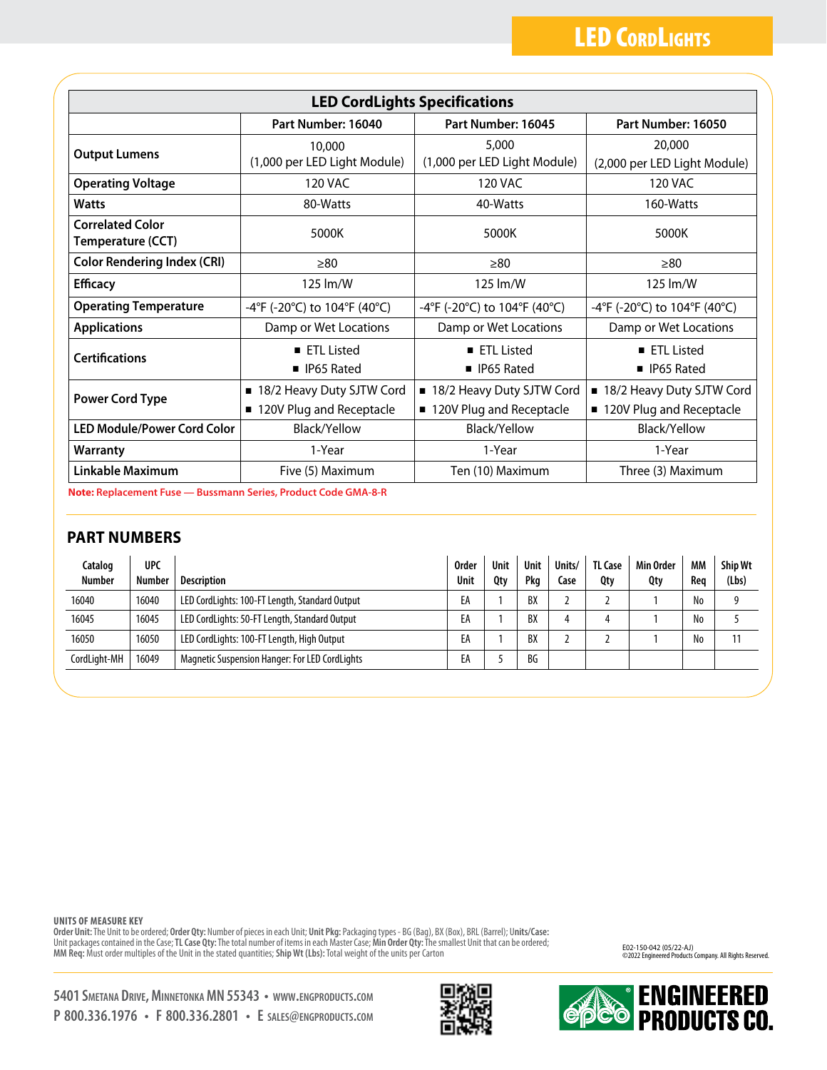# LED CordLights

| LED CordLights Specifications | | | |
|---|---|---|---|
| | Part Number: 16040 | Part Number: 16045 | Part Number: 16050 |
| Output Lumens | 10,000 (1,000 per LED Light Module) | 5,000 (1,000 per LED Light Module) | 20,000 (2,000 per LED Light Module) |
| Operating Voltage | 120 VAC | 120 VAC | 120 VAC |
| Watts | 80-Watts | 40-Watts | 160-Watts |
| Correlated Color Temperature (CCT) | 5000K | 5000K | 5000K |
| Color Rendering Index (CRI) | ≥80 | ≥80 | ≥80 |
| Efficacy | 125 lm/W | 125 lm/W | 125 lm/W |
| Operating Temperature | -4°F (-20°C) to 104°F (40°C) | -4°F (-20°C) to 104°F (40°C) | -4°F (-20°C) to 104°F (40°C) |
| Applications | Damp or Wet Locations | Damp or Wet Locations | Damp or Wet Locations |
| Certifications | ■ ETL Listed ■ IP65 Rated | ■ ETL Listed ■ IP65 Rated | ■ ETL Listed ■ IP65 Rated |
| Power Cord Type | ■ 18/2 Heavy Duty SJTW Cord ■ 120V Plug and Receptacle | ■ 18/2 Heavy Duty SJTW Cord ■ 120V Plug and Receptacle | ■ 18/2 Heavy Duty SJTW Cord ■ 120V Plug and Receptacle |
| LED Module/Power Cord Color | Black/Yellow | Black/Yellow | Black/Yellow |
| Warranty | 1-Year | 1-Year | 1-Year |
| Linkable Maximum | Five (5) Maximum | Ten (10) Maximum | Three (3) Maximum |

**Note:** Replacement Fuse — Bussmann Series, Product Code GMA-8-R

## PART NUMBERS

| Catalog Number | UPC Number | Description | Order Unit | Unit Qty | Unit Pkg | Units/ Case | TL Case Qty | Min Order Qty | MM Req | Ship Wt (Lbs) |
|---|---|---|---|---|---|---|---|---|---|---|
| 16040 | 16040 | LED CordLights: 100-FT Length, Standard Output | EA | 1 | BX | 2 | 2 | 1 | No | 9 |
| 16045 | 16045 | LED CordLights: 50-FT Length, Standard Output | EA | 1 | BX | 4 | 4 | 1 | No | 5 |
| 16050 | 16050 | LED CordLights: 100-FT Length, High Output | EA | 1 | BX | 2 | 2 | 1 | No | 11 |
| CordLight-MH | 16049 | Magnetic Suspension Hanger: For LED CordLights | EA | 5 | BG | | | | | |

**UNITS OF MEASURE KEY**

**Order Unit:** The Unit to be ordered; **Order Qty:** Number of pieces in each Unit; **Unit Pkg:** Packaging types - BG (Bag), BX (Box), BRL (Barrel); **Units/Case:** Unit packages contained in the Case; **TL Case Qty:** The total number of items in each Master Case; **Min Order Qty:** The smallest Unit that can be ordered; **MM Req:** Must order multiples of the Unit in the stated quantities; **Ship Wt (Lbs):** Total weight of the units per Carton

E02-150-042 (05/22-AJ)
©2022 Engineered Products Company. All Rights Reserved.

5401 Smetana Drive, Minnetonka MN 55343 • www.engproducts.com
P 800.336.1976 • F 800.336.2801 • E sales@engproducts.com

ENGINEERED PRODUCTS CO.